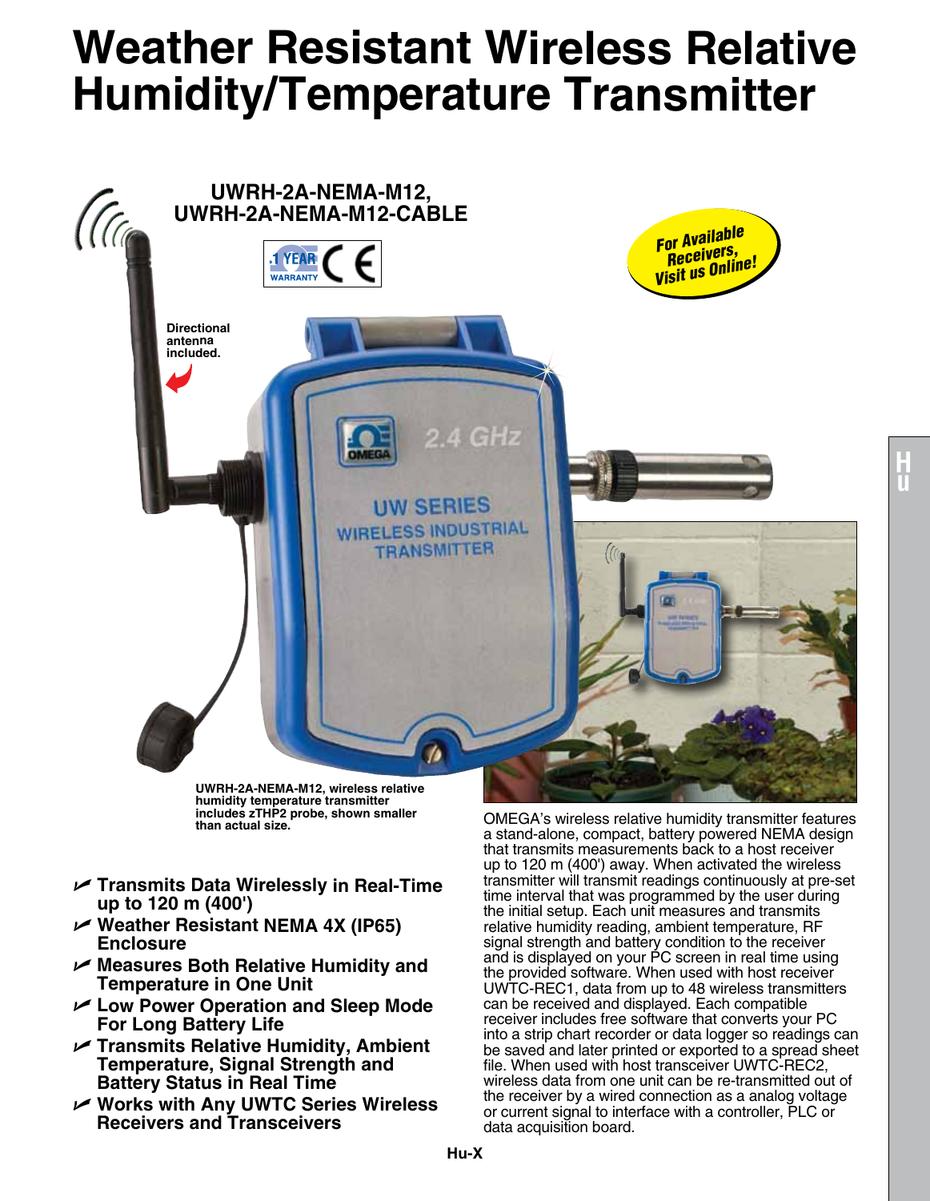# Weather Resistant Wireless Relative Humidity/Temperature Transmitter

**UWRH-2A-NEMA-M12, UWRH-2A-NEMA-M12-CABLE**

For Available Receivers, Visit us Online!

Directional antenna included.

UWRH-2A-NEMA-M12, wireless relative humidity temperature transmitter includes zTHP2 probe, shown smaller than actual size.

- **Transmits Data Wirelessly in Real-Time up to 120 m (400')**
- **Weather Resistant NEMA 4X (IP65) Enclosure**
- **Measures Both Relative Humidity and Temperature in One Unit**
- **Low Power Operation and Sleep Mode For Long Battery Life**
- **Transmits Relative Humidity, Ambient Temperature, Signal Strength and Battery Status in Real Time**
- **Works with Any UWTC Series Wireless Receivers and Transceivers**

OMEGA's wireless relative humidity transmitter features a stand-alone, compact, battery powered NEMA design that transmits measurements back to a host receiver up to 120 m (400') away. When activated the wireless transmitter will transmit readings continuously at pre-set time interval that was programmed by the user during the initial setup. Each unit measures and transmits relative humidity reading, ambient temperature, RF signal strength and battery condition to the receiver and is displayed on your PC screen in real time using the provided software. When used with host receiver UWTC-REC1, data from up to 48 wireless transmitters can be received and displayed. Each compatible receiver includes free software that converts your PC into a strip chart recorder or data logger so readings can be saved and later printed or exported to a spread sheet file. When used with host transceiver UWTC-REC2, wireless data from one unit can be re-transmitted out of the receiver by a wired connection as a analog voltage or current signal to interface with a controller, PLC or data acquisition board.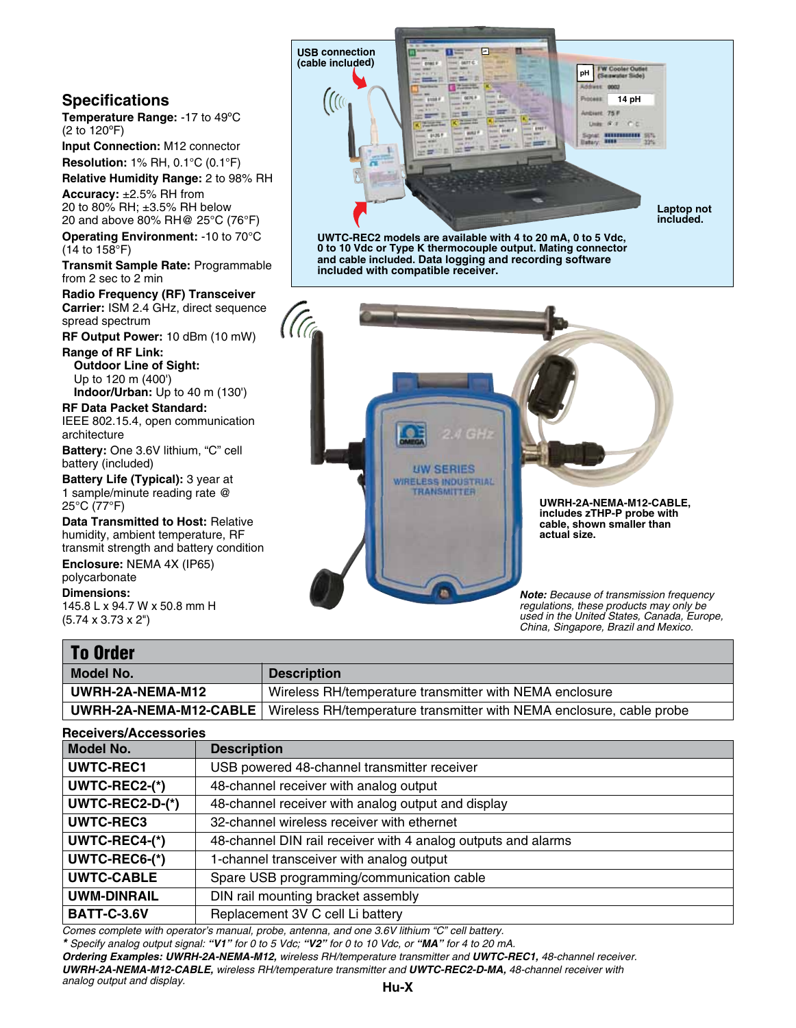## Specifications

**Temperature Range:** -17 to 49°C (2 to 120°F)

**Input Connection:** M12 connector

**Resolution:** 1% RH, 0.1°C (0.1°F)

**Relative Humidity Range:** 2 to 98% RH

**Accuracy:** ±2.5% RH from 20 to 80% RH; ±3.5% RH below 20 and above 80% RH@ 25°C (76°F)

**Operating Environment:** -10 to 70°C (14 to 158°F)

**Transmit Sample Rate:** Programmable from 2 sec to 2 min

**Radio Frequency (RF) Transceiver Carrier:** ISM 2.4 GHz, direct sequence spread spectrum

**RF Output Power:** 10 dBm (10 mW)

**Range of RF Link:**

- **Outdoor Line of Sight:** Up to 120 m (400')
- **Indoor/Urban:** Up to 40 m (130')

**RF Data Packet Standard:** IEEE 802.15.4, open communication architecture

**Battery:** One 3.6V lithium, "C" cell battery (included)

**Battery Life (Typical):** 3 year at 1 sample/minute reading rate @ 25°C (77°F)

**Data Transmitted to Host:** Relative humidity, ambient temperature, RF transmit strength and battery condition

**Enclosure:** NEMA 4X (IP65) polycarbonate

**Dimensions:** 145.8 L x 94.7 W x 50.8 mm H (5.74 x 3.73 x 2")

USB connection (cable included)

Laptop not included.

**UWTC-REC2 models are available with 4 to 20 mA, 0 to 5 Vdc, 0 to 10 Vdc or Type K thermocouple output. Mating connector and cable included. Data logging and recording software included with compatible receiver.**

**UWRH-2A-NEMA-M12-CABLE, includes zTHP-P probe with cable, shown smaller than actual size.**

***Note:** Because of transmission frequency regulations, these products may only be used in the United States, Canada, Europe, China, Singapore, Brazil and Mexico.*

## To Order

| Model No. | Description |
|---|---|
| UWRH-2A-NEMA-M12 | Wireless RH/temperature transmitter with NEMA enclosure |
| UWRH-2A-NEMA-M12-CABLE | Wireless RH/temperature transmitter with NEMA enclosure, cable probe |

**Receivers/Accessories**

| Model No. | Description |
|---|---|
| UWTC-REC1 | USB powered 48-channel transmitter receiver |
| UWTC-REC2-(*) | 48-channel receiver with analog output |
| UWTC-REC2-D-(*) | 48-channel receiver with analog output and display |
| UWTC-REC3 | 32-channel wireless receiver with ethernet |
| UWTC-REC4-(*) | 48-channel DIN rail receiver with 4 analog outputs and alarms |
| UWTC-REC6-(*) | 1-channel transceiver with analog output |
| UWTC-CABLE | Spare USB programming/communication cable |
| UWM-DINRAIL | DIN rail mounting bracket assembly |
| BATT-C-3.6V | Replacement 3V C cell Li battery |

*Comes complete with operator's manual, probe, antenna, and one 3.6V lithium "C" cell battery.*

*\* Specify analog output signal: **"V1"** for 0 to 5 Vdc; **"V2"** for 0 to 10 Vdc, or **"MA"** for 4 to 20 mA.*

***Ordering Examples: UWRH-2A-NEMA-M12,** wireless RH/temperature transmitter and **UWTC-REC1,** 48-channel receiver.*
***UWRH-2A-NEMA-M12-CABLE,** wireless RH/temperature transmitter and **UWTC-REC2-D-MA,** 48-channel receiver with analog output and display.*